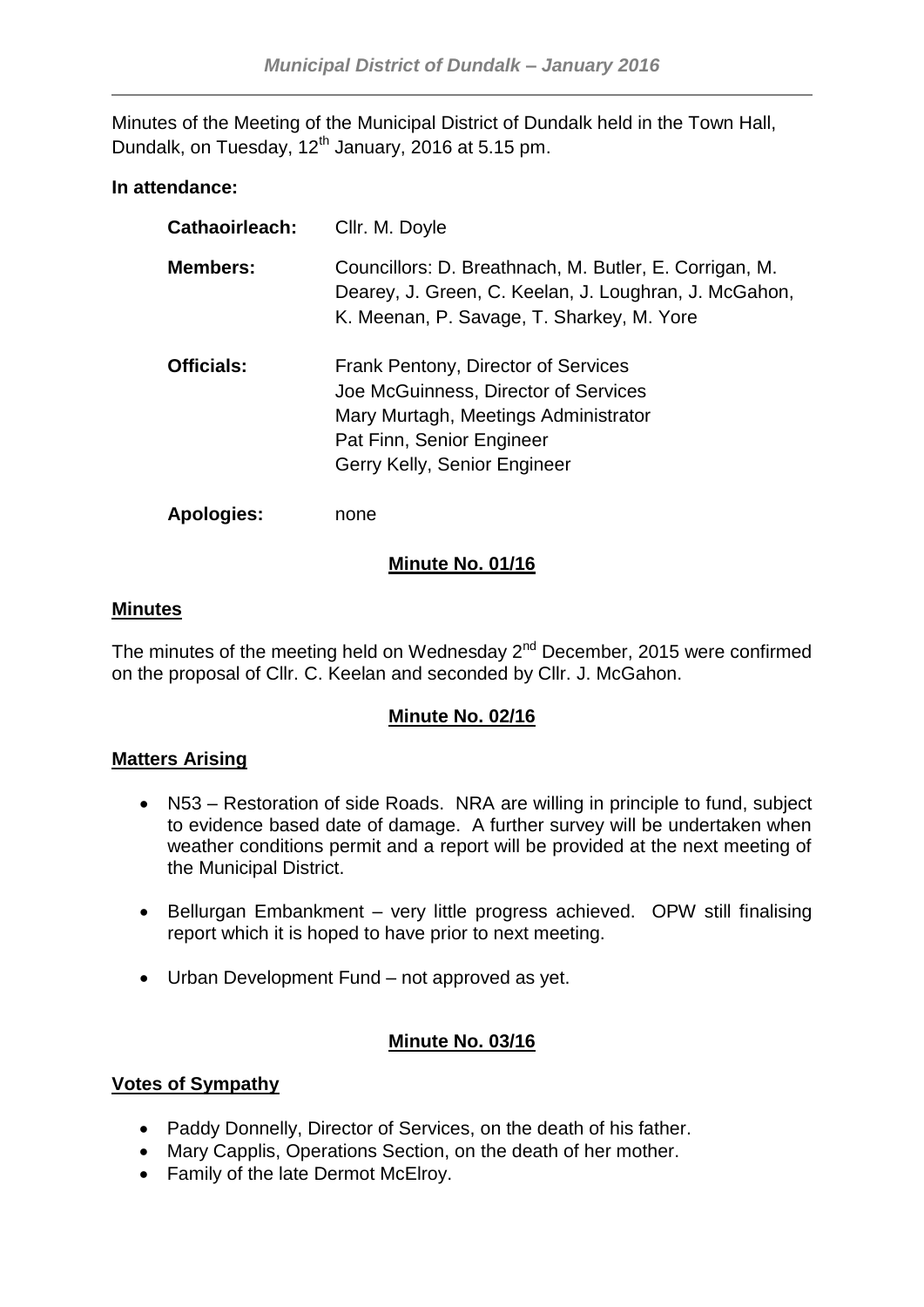Minutes of the Meeting of the Municipal District of Dundalk held in the Town Hall, Dundalk, on Tuesday, 12th January, 2016 at 5.15 pm.

**In attendance:**

| | |
|---|---|
| **Cathaoirleach:** | Cllr. M. Doyle |
| **Members:** | Councillors: D. Breathnach, M. Butler, E. Corrigan, M. Dearey, J. Green, C. Keelan, J. Loughran, J. McGahon, K. Meenan, P. Savage, T. Sharkey, M. Yore |
| **Officials:** | Frank Pentony, Director of Services<br>Joe McGuinness, Director of Services<br>Mary Murtagh, Meetings Administrator<br>Pat Finn, Senior Engineer<br>Gerry Kelly, Senior Engineer |
| **Apologies:** | none |

## Minute No. 01/16

### Minutes

The minutes of the meeting held on Wednesday 2nd December, 2015 were confirmed on the proposal of Cllr. C. Keelan and seconded by Cllr. J. McGahon.

## Minute No. 02/16

### Matters Arising

- N53 – Restoration of side Roads. NRA are willing in principle to fund, subject to evidence based date of damage. A further survey will be undertaken when weather conditions permit and a report will be provided at the next meeting of the Municipal District.
- Bellurgan Embankment – very little progress achieved. OPW still finalising report which it is hoped to have prior to next meeting.
- Urban Development Fund – not approved as yet.

## Minute No. 03/16

### Votes of Sympathy

- Paddy Donnelly, Director of Services, on the death of his father.
- Mary Capplis, Operations Section, on the death of her mother.
- Family of the late Dermot McElroy.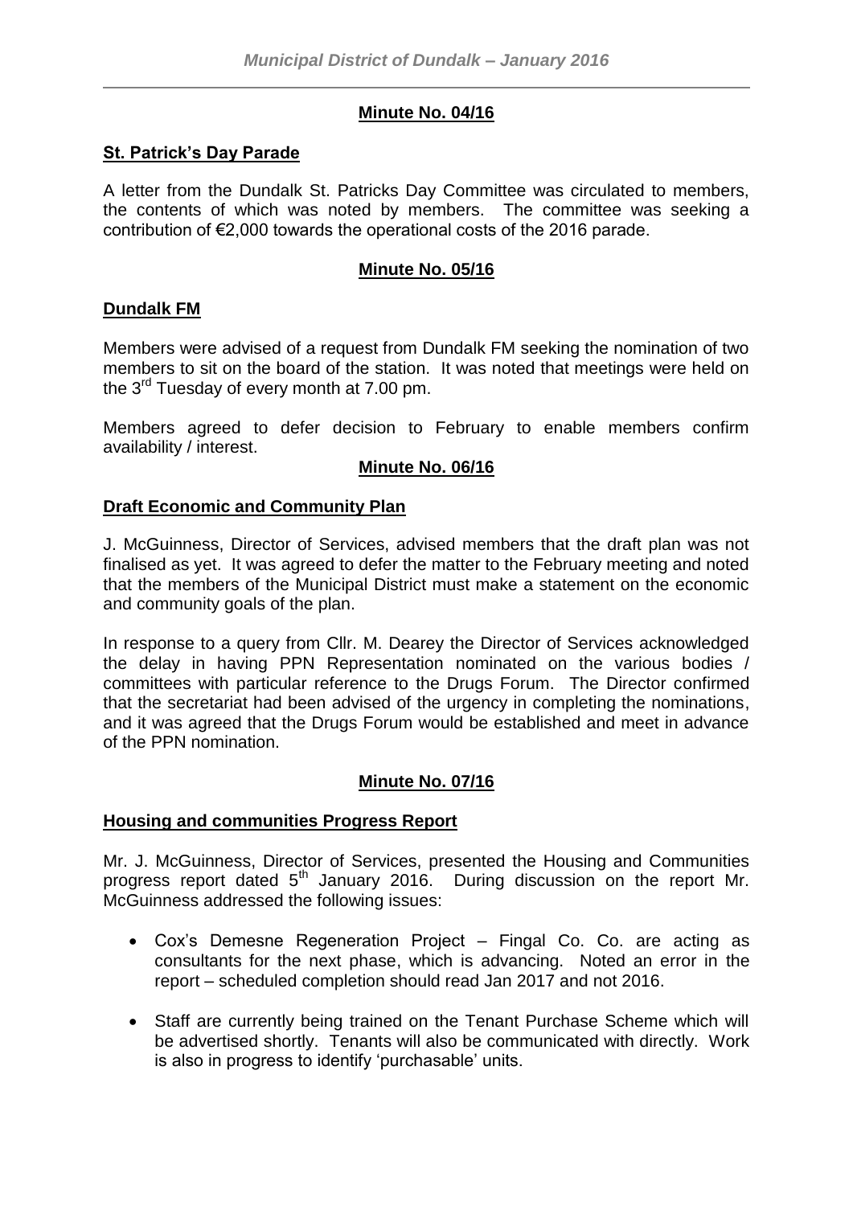## Minute No. 04/16

### St. Patrick's Day Parade

A letter from the Dundalk St. Patricks Day Committee was circulated to members, the contents of which was noted by members. The committee was seeking a contribution of €2,000 towards the operational costs of the 2016 parade.

## Minute No. 05/16

### Dundalk FM

Members were advised of a request from Dundalk FM seeking the nomination of two members to sit on the board of the station. It was noted that meetings were held on the 3rd Tuesday of every month at 7.00 pm.

Members agreed to defer decision to February to enable members confirm availability / interest.

## Minute No. 06/16

### Draft Economic and Community Plan

J. McGuinness, Director of Services, advised members that the draft plan was not finalised as yet. It was agreed to defer the matter to the February meeting and noted that the members of the Municipal District must make a statement on the economic and community goals of the plan.

In response to a query from Cllr. M. Dearey the Director of Services acknowledged the delay in having PPN Representation nominated on the various bodies / committees with particular reference to the Drugs Forum. The Director confirmed that the secretariat had been advised of the urgency in completing the nominations, and it was agreed that the Drugs Forum would be established and meet in advance of the PPN nomination.

## Minute No. 07/16

### Housing and communities Progress Report

Mr. J. McGuinness, Director of Services, presented the Housing and Communities progress report dated 5th January 2016. During discussion on the report Mr. McGuinness addressed the following issues:

- Cox's Demesne Regeneration Project – Fingal Co. Co. are acting as consultants for the next phase, which is advancing. Noted an error in the report – scheduled completion should read Jan 2017 and not 2016.
- Staff are currently being trained on the Tenant Purchase Scheme which will be advertised shortly. Tenants will also be communicated with directly. Work is also in progress to identify 'purchasable' units.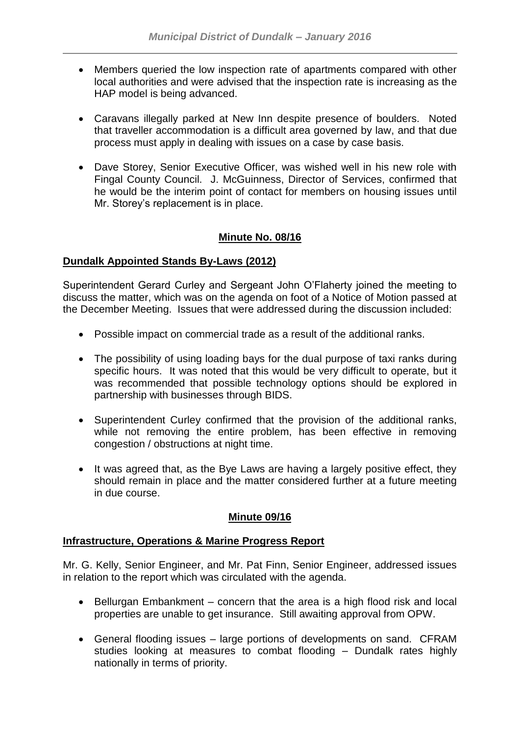- Members queried the low inspection rate of apartments compared with other local authorities and were advised that the inspection rate is increasing as the HAP model is being advanced.

- Caravans illegally parked at New Inn despite presence of boulders. Noted that traveller accommodation is a difficult area governed by law, and that due process must apply in dealing with issues on a case by case basis.

- Dave Storey, Senior Executive Officer, was wished well in his new role with Fingal County Council. J. McGuinness, Director of Services, confirmed that he would be the interim point of contact for members on housing issues until Mr. Storey's replacement is in place.

## **Minute No. 08/16**

### **Dundalk Appointed Stands By-Laws (2012)**

Superintendent Gerard Curley and Sergeant John O'Flaherty joined the meeting to discuss the matter, which was on the agenda on foot of a Notice of Motion passed at the December Meeting. Issues that were addressed during the discussion included:

- Possible impact on commercial trade as a result of the additional ranks.

- The possibility of using loading bays for the dual purpose of taxi ranks during specific hours. It was noted that this would be very difficult to operate, but it was recommended that possible technology options should be explored in partnership with businesses through BIDS.

- Superintendent Curley confirmed that the provision of the additional ranks, while not removing the entire problem, has been effective in removing congestion / obstructions at night time.

- It was agreed that, as the Bye Laws are having a largely positive effect, they should remain in place and the matter considered further at a future meeting in due course.

## **Minute 09/16**

### **Infrastructure, Operations & Marine Progress Report**

Mr. G. Kelly, Senior Engineer, and Mr. Pat Finn, Senior Engineer, addressed issues in relation to the report which was circulated with the agenda.

- Bellurgan Embankment – concern that the area is a high flood risk and local properties are unable to get insurance. Still awaiting approval from OPW.

- General flooding issues – large portions of developments on sand. CFRAM studies looking at measures to combat flooding – Dundalk rates highly nationally in terms of priority.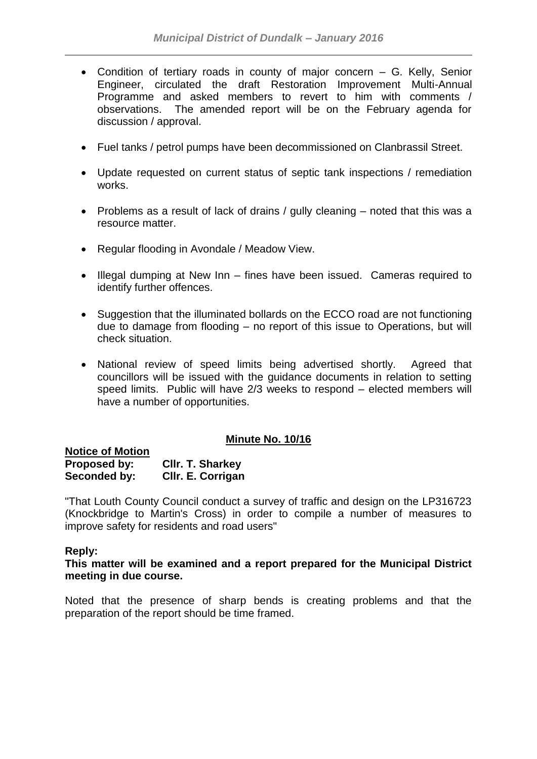- Condition of tertiary roads in county of major concern – G. Kelly, Senior Engineer, circulated the draft Restoration Improvement Multi-Annual Programme and asked members to revert to him with comments / observations. The amended report will be on the February agenda for discussion / approval.

- Fuel tanks / petrol pumps have been decommissioned on Clanbrassil Street.

- Update requested on current status of septic tank inspections / remediation works.

- Problems as a result of lack of drains / gully cleaning – noted that this was a resource matter.

- Regular flooding in Avondale / Meadow View.

- Illegal dumping at New Inn – fines have been issued. Cameras required to identify further offences.

- Suggestion that the illuminated bollards on the ECCO road are not functioning due to damage from flooding – no report of this issue to Operations, but will check situation.

- National review of speed limits being advertised shortly. Agreed that councillors will be issued with the guidance documents in relation to setting speed limits. Public will have 2/3 weeks to respond – elected members will have a number of opportunities.

## Minute No. 10/16

**Notice of Motion**
**Proposed by:** **Cllr. T. Sharkey**
**Seconded by:** **Cllr. E. Corrigan**

"That Louth County Council conduct a survey of traffic and design on the LP316723 (Knockbridge to Martin's Cross) in order to compile a number of measures to improve safety for residents and road users"

**Reply:**
**This matter will be examined and a report prepared for the Municipal District meeting in due course.**

Noted that the presence of sharp bends is creating problems and that the preparation of the report should be time framed.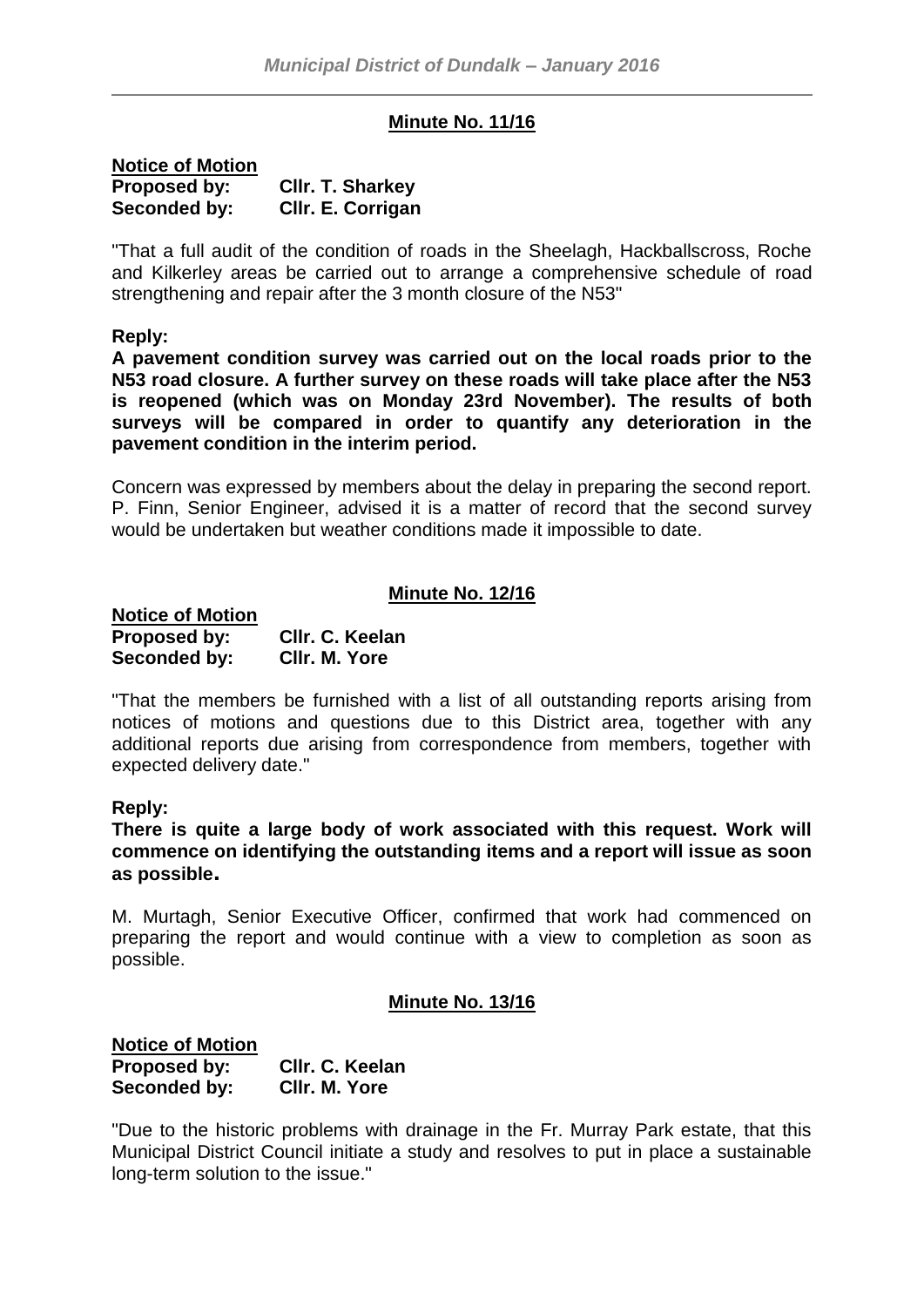## Minute No. 11/16

**Notice of Motion**
**Proposed by: Cllr. T. Sharkey**
**Seconded by: Cllr. E. Corrigan**

"That a full audit of the condition of roads in the Sheelagh, Hackballscross, Roche and Kilkerley areas be carried out to arrange a comprehensive schedule of road strengthening and repair after the 3 month closure of the N53"

**Reply:**
**A pavement condition survey was carried out on the local roads prior to the N53 road closure. A further survey on these roads will take place after the N53 is reopened (which was on Monday 23rd November). The results of both surveys will be compared in order to quantify any deterioration in the pavement condition in the interim period.**

Concern was expressed by members about the delay in preparing the second report. P. Finn, Senior Engineer, advised it is a matter of record that the second survey would be undertaken but weather conditions made it impossible to date.

## Minute No. 12/16

**Notice of Motion**
**Proposed by: Cllr. C. Keelan**
**Seconded by: Cllr. M. Yore**

"That the members be furnished with a list of all outstanding reports arising from notices of motions and questions due to this District area, together with any additional reports due arising from correspondence from members, together with expected delivery date."

**Reply:**
**There is quite a large body of work associated with this request. Work will commence on identifying the outstanding items and a report will issue as soon as possible.**

M. Murtagh, Senior Executive Officer, confirmed that work had commenced on preparing the report and would continue with a view to completion as soon as possible.

## Minute No. 13/16

**Notice of Motion**
**Proposed by: Cllr. C. Keelan**
**Seconded by: Cllr. M. Yore**

"Due to the historic problems with drainage in the Fr. Murray Park estate, that this Municipal District Council initiate a study and resolves to put in place a sustainable long-term solution to the issue."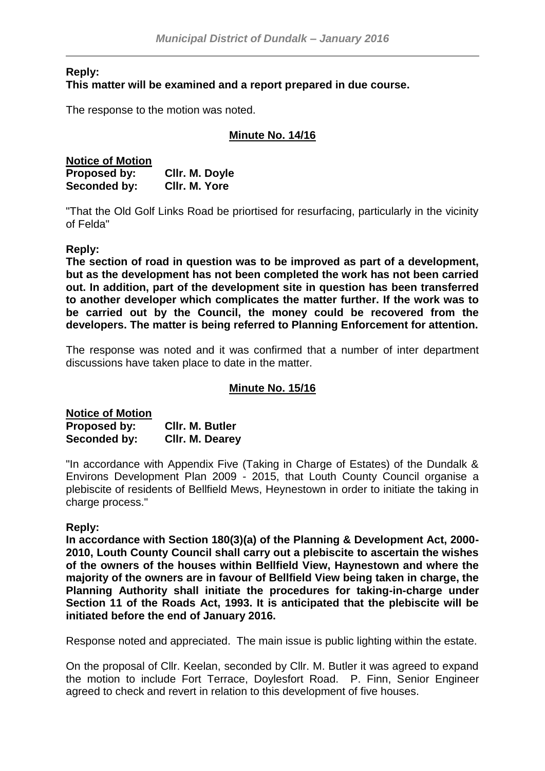**Reply:**
**This matter will be examined and a report prepared in due course.**

The response to the motion was noted.

**Minute No. 14/16**

**Notice of Motion**

**Proposed by:** **Cllr. M. Doyle**
**Seconded by:** **Cllr. M. Yore**

"That the Old Golf Links Road be priortised for resurfacing, particularly in the vicinity of Felda"

**Reply:**
**The section of road in question was to be improved as part of a development, but as the development has not been completed the work has not been carried out. In addition, part of the development site in question has been transferred to another developer which complicates the matter further. If the work was to be carried out by the Council, the money could be recovered from the developers. The matter is being referred to Planning Enforcement for attention.**

The response was noted and it was confirmed that a number of inter department discussions have taken place to date in the matter.

**Minute No. 15/16**

**Notice of Motion**

**Proposed by:** **Cllr. M. Butler**
**Seconded by:** **Cllr. M. Dearey**

"In accordance with Appendix Five (Taking in Charge of Estates) of the Dundalk & Environs Development Plan 2009 - 2015, that Louth County Council organise a plebiscite of residents of Bellfield Mews, Heynestown in order to initiate the taking in charge process."

**Reply:**
**In accordance with Section 180(3)(a) of the Planning & Development Act, 2000-2010, Louth County Council shall carry out a plebiscite to ascertain the wishes of the owners of the houses within Bellfield View, Haynestown and where the majority of the owners are in favour of Bellfield View being taken in charge, the Planning Authority shall initiate the procedures for taking-in-charge under Section 11 of the Roads Act, 1993. It is anticipated that the plebiscite will be initiated before the end of January 2016.**

Response noted and appreciated. The main issue is public lighting within the estate.

On the proposal of Cllr. Keelan, seconded by Cllr. M. Butler it was agreed to expand the motion to include Fort Terrace, Doylesfort Road. P. Finn, Senior Engineer agreed to check and revert in relation to this development of five houses.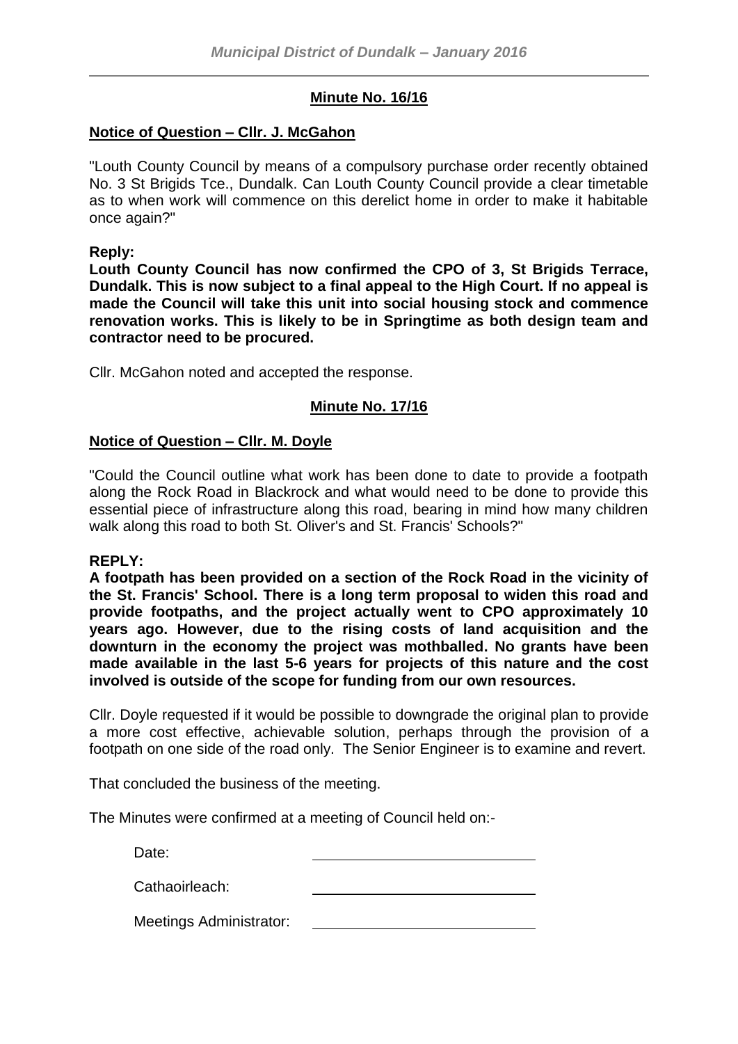## Minute No. 16/16

**Notice of Question – Cllr. J. McGahon**

"Louth County Council by means of a compulsory purchase order recently obtained No. 3 St Brigids Tce., Dundalk. Can Louth County Council provide a clear timetable as to when work will commence on this derelict home in order to make it habitable once again?"

**Reply:**
**Louth County Council has now confirmed the CPO of 3, St Brigids Terrace, Dundalk. This is now subject to a final appeal to the High Court. If no appeal is made the Council will take this unit into social housing stock and commence renovation works. This is likely to be in Springtime as both design team and contractor need to be procured.**

Cllr. McGahon noted and accepted the response.

## Minute No. 17/16

**Notice of Question – Cllr. M. Doyle**

"Could the Council outline what work has been done to date to provide a footpath along the Rock Road in Blackrock and what would need to be done to provide this essential piece of infrastructure along this road, bearing in mind how many children walk along this road to both St. Oliver's and St. Francis' Schools?"

**REPLY:**
**A footpath has been provided on a section of the Rock Road in the vicinity of the St. Francis' School. There is a long term proposal to widen this road and provide footpaths, and the project actually went to CPO approximately 10 years ago. However, due to the rising costs of land acquisition and the downturn in the economy the project was mothballed. No grants have been made available in the last 5-6 years for projects of this nature and the cost involved is outside of the scope for funding from our own resources.**

Cllr. Doyle requested if it would be possible to downgrade the original plan to provide a more cost effective, achievable solution, perhaps through the provision of a footpath on one side of the road only. The Senior Engineer is to examine and revert.

That concluded the business of the meeting.

The Minutes were confirmed at a meeting of Council held on:-

Date: ______________________

Cathaoirleach: ______________________

Meetings Administrator: ______________________